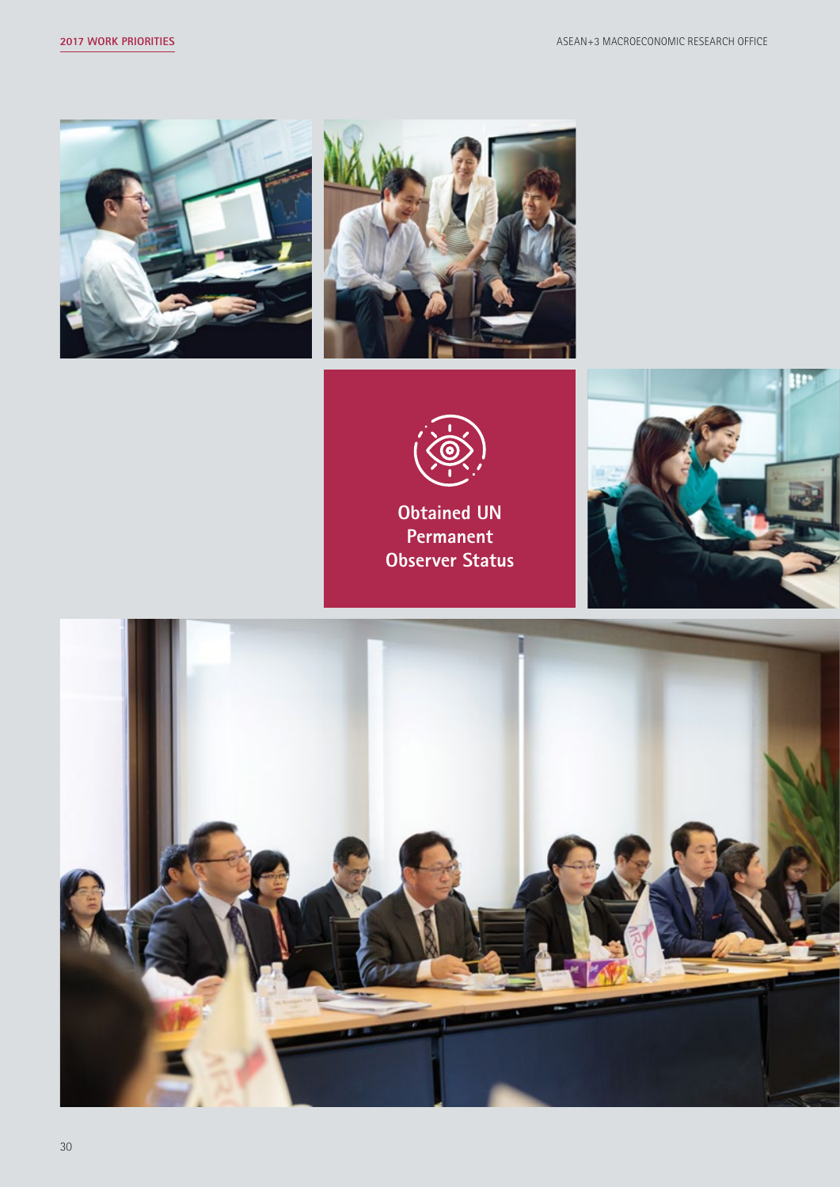Obtained UN Permanent Observer Status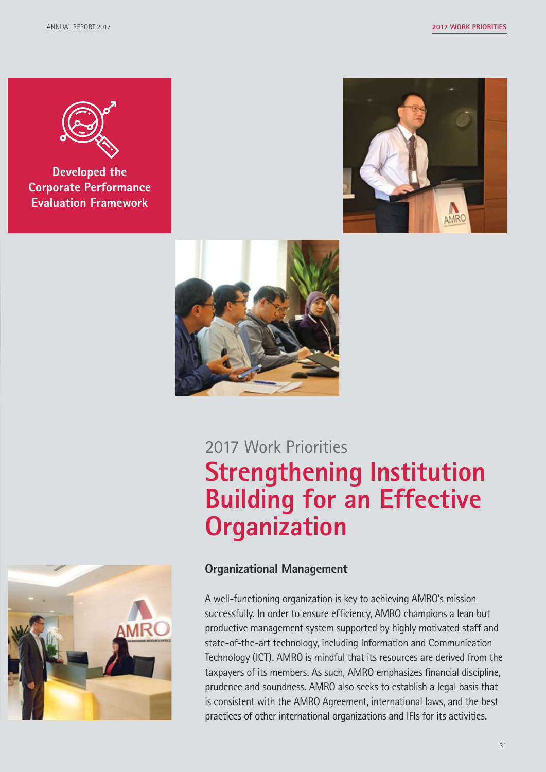**Developed the Corporate Performance Evaluation Framework**

2017 Work Priorities

# Strengthening Institution Building for an Effective Organization

## Organizational Management

A well-functioning organization is key to achieving AMRO's mission successfully. In order to ensure efficiency, AMRO champions a lean but productive management system supported by highly motivated staff and state-of-the-art technology, including Information and Communication Technology (ICT). AMRO is mindful that its resources are derived from the taxpayers of its members. As such, AMRO emphasizes financial discipline, prudence and soundness. AMRO also seeks to establish a legal basis that is consistent with the AMRO Agreement, international laws, and the best practices of other international organizations and IFIs for its activities.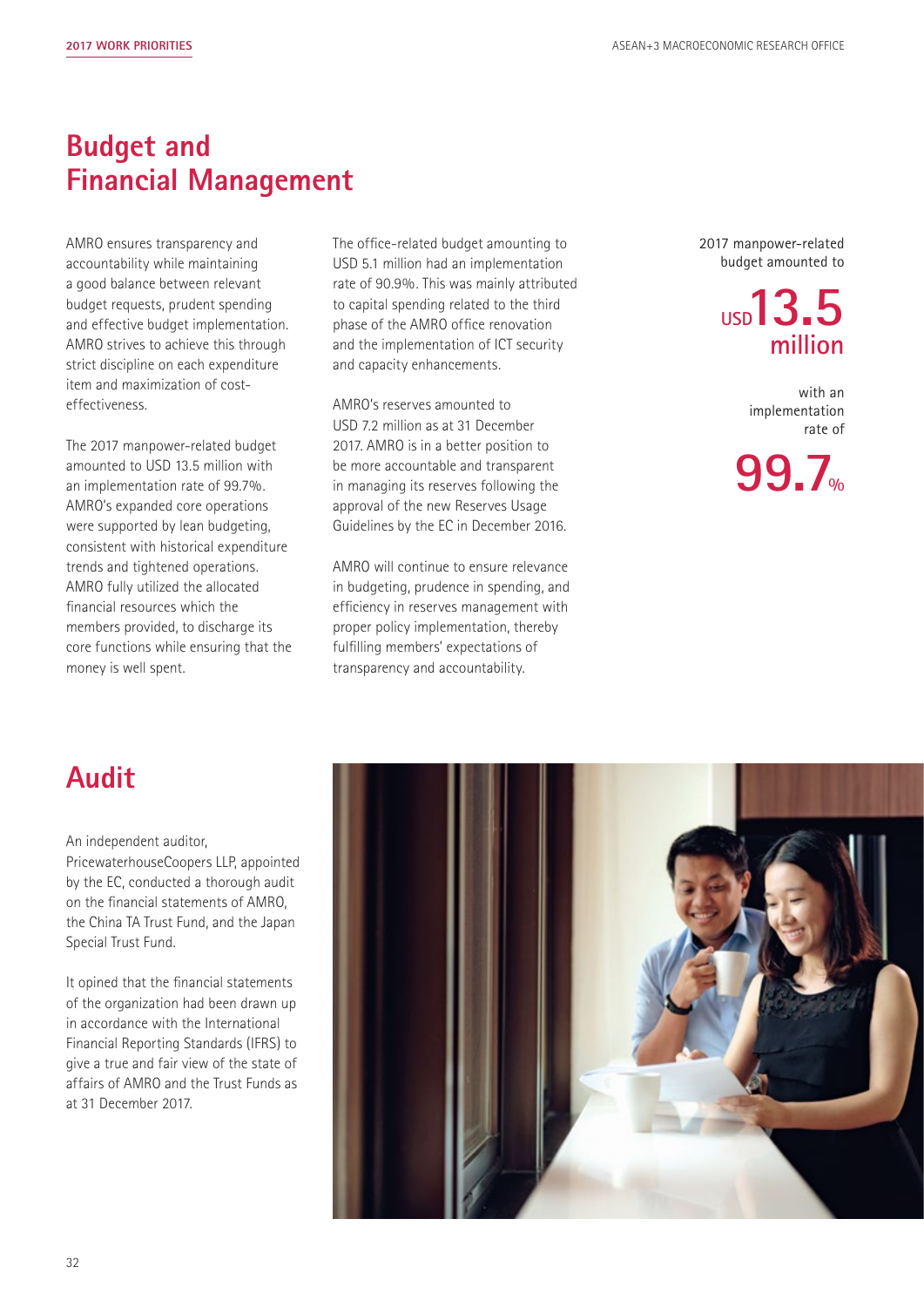# Budget and Financial Management

AMRO ensures transparency and accountability while maintaining a good balance between relevant budget requests, prudent spending and effective budget implementation. AMRO strives to achieve this through strict discipline on each expenditure item and maximization of cost-effectiveness.

The 2017 manpower-related budget amounted to USD 13.5 million with an implementation rate of 99.7%. AMRO's expanded core operations were supported by lean budgeting, consistent with historical expenditure trends and tightened operations. AMRO fully utilized the allocated financial resources which the members provided, to discharge its core functions while ensuring that the money is well spent.

The office-related budget amounting to USD 5.1 million had an implementation rate of 90.9%. This was mainly attributed to capital spending related to the third phase of the AMRO office renovation and the implementation of ICT security and capacity enhancements.

AMRO's reserves amounted to USD 7.2 million as at 31 December 2017. AMRO is in a better position to be more accountable and transparent in managing its reserves following the approval of the new Reserves Usage Guidelines by the EC in December 2016.

AMRO will continue to ensure relevance in budgeting, prudence in spending, and efficiency in reserves management with proper policy implementation, thereby fulfilling members' expectations of transparency and accountability.

2017 manpower-related budget amounted to

**USD 13.5 million**

with an implementation rate of

**99.7%**

# Audit

An independent auditor, PricewaterhouseCoopers LLP, appointed by the EC, conducted a thorough audit on the financial statements of AMRO, the China TA Trust Fund, and the Japan Special Trust Fund.

It opined that the financial statements of the organization had been drawn up in accordance with the International Financial Reporting Standards (IFRS) to give a true and fair view of the state of affairs of AMRO and the Trust Funds as at 31 December 2017.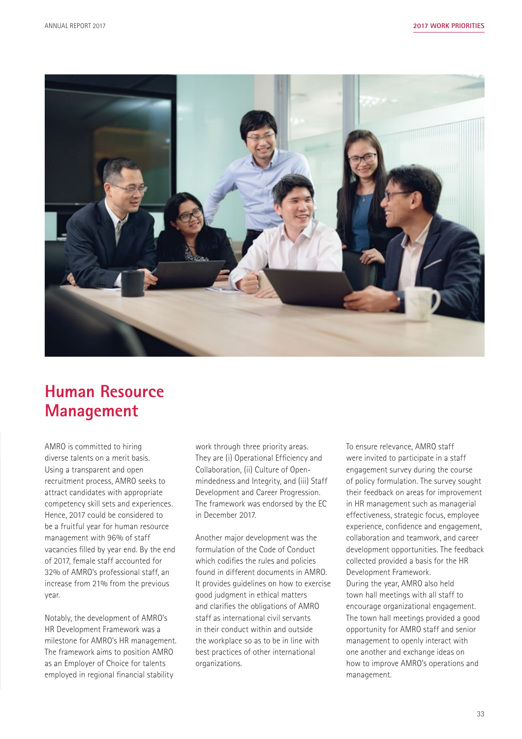# Human Resource Management

AMRO is committed to hiring diverse talents on a merit basis. Using a transparent and open recruitment process, AMRO seeks to attract candidates with appropriate competency skill sets and experiences. Hence, 2017 could be considered to be a fruitful year for human resource management with 96% of staff vacancies filled by year end. By the end of 2017, female staff accounted for 32% of AMRO's professional staff, an increase from 21% from the previous year.

Notably, the development of AMRO's HR Development Framework was a milestone for AMRO's HR management. The framework aims to position AMRO as an Employer of Choice for talents employed in regional financial stability work through three priority areas. They are (i) Operational Efficiency and Collaboration, (ii) Culture of Open-mindedness and Integrity, and (iii) Staff Development and Career Progression. The framework was endorsed by the EC in December 2017.

Another major development was the formulation of the Code of Conduct which codifies the rules and policies found in different documents in AMRO. It provides guidelines on how to exercise good judgment in ethical matters and clarifies the obligations of AMRO staff as international civil servants in their conduct within and outside the workplace so as to be in line with best practices of other international organizations.

To ensure relevance, AMRO staff were invited to participate in a staff engagement survey during the course of policy formulation. The survey sought their feedback on areas for improvement in HR management such as managerial effectiveness, strategic focus, employee experience, confidence and engagement, collaboration and teamwork, and career development opportunities. The feedback collected provided a basis for the HR Development Framework.

During the year, AMRO also held town hall meetings with all staff to encourage organizational engagement. The town hall meetings provided a good opportunity for AMRO staff and senior management to openly interact with one another and exchange ideas on how to improve AMRO's operations and management.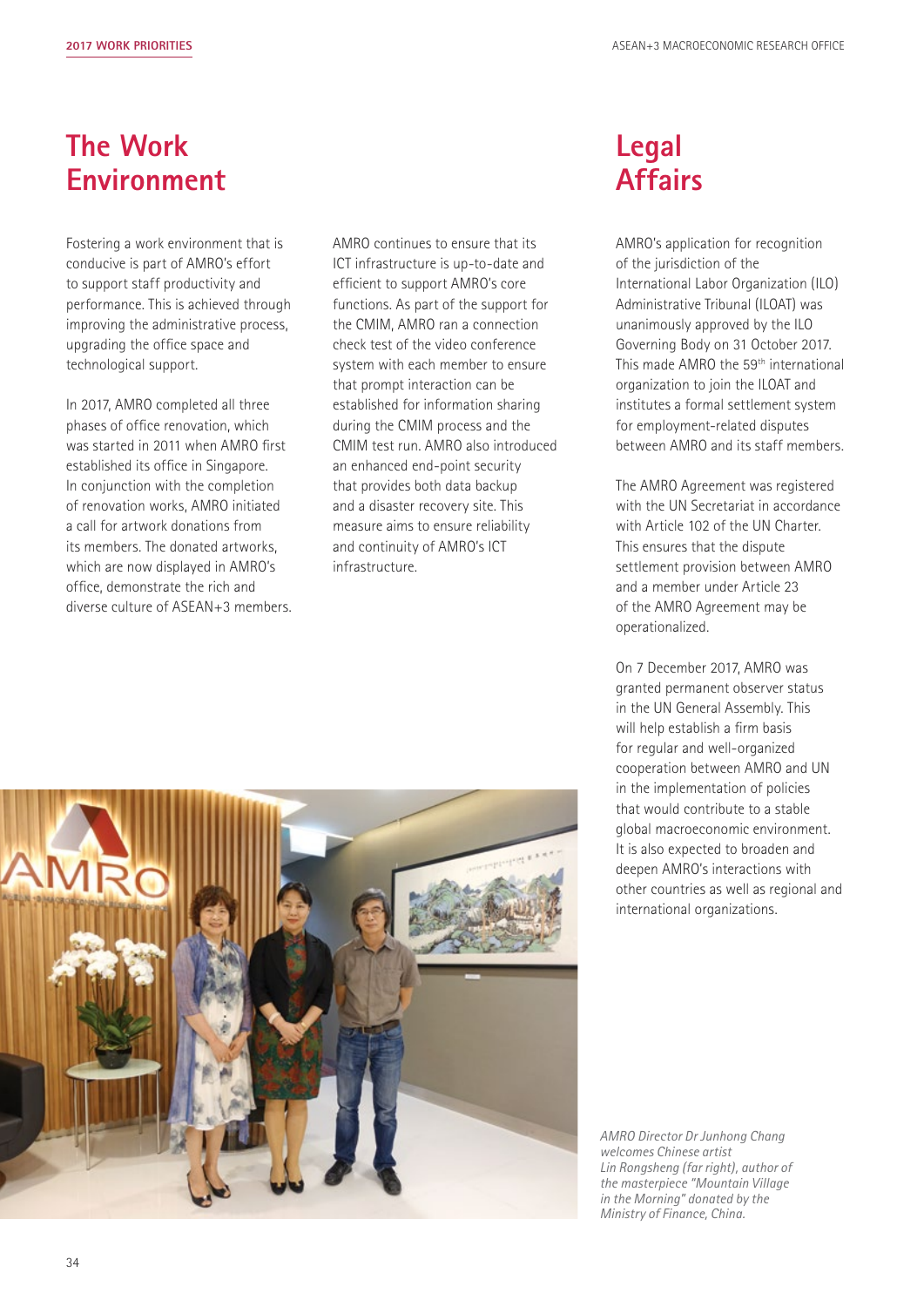# The Work Environment

Fostering a work environment that is conducive is part of AMRO's effort to support staff productivity and performance. This is achieved through improving the administrative process, upgrading the office space and technological support.

In 2017, AMRO completed all three phases of office renovation, which was started in 2011 when AMRO first established its office in Singapore. In conjunction with the completion of renovation works, AMRO initiated a call for artwork donations from its members. The donated artworks, which are now displayed in AMRO's office, demonstrate the rich and diverse culture of ASEAN+3 members.

AMRO continues to ensure that its ICT infrastructure is up-to-date and efficient to support AMRO's core functions. As part of the support for the CMIM, AMRO ran a connection check test of the video conference system with each member to ensure that prompt interaction can be established for information sharing during the CMIM process and the CMIM test run. AMRO also introduced an enhanced end-point security that provides both data backup and a disaster recovery site. This measure aims to ensure reliability and continuity of AMRO's ICT infrastructure.

*AMRO Director Dr Junhong Chang welcomes Chinese artist Lin Rongsheng (far right), author of the masterpiece "Mountain Village in the Morning" donated by the Ministry of Finance, China.*

# Legal Affairs

AMRO's application for recognition of the jurisdiction of the International Labor Organization (ILO) Administrative Tribunal (ILOAT) was unanimously approved by the ILO Governing Body on 31 October 2017. This made AMRO the 59th international organization to join the ILOAT and institutes a formal settlement system for employment-related disputes between AMRO and its staff members.

The AMRO Agreement was registered with the UN Secretariat in accordance with Article 102 of the UN Charter. This ensures that the dispute settlement provision between AMRO and a member under Article 23 of the AMRO Agreement may be operationalized.

On 7 December 2017, AMRO was granted permanent observer status in the UN General Assembly. This will help establish a firm basis for regular and well-organized cooperation between AMRO and UN in the implementation of policies that would contribute to a stable global macroeconomic environment. It is also expected to broaden and deepen AMRO's interactions with other countries as well as regional and international organizations.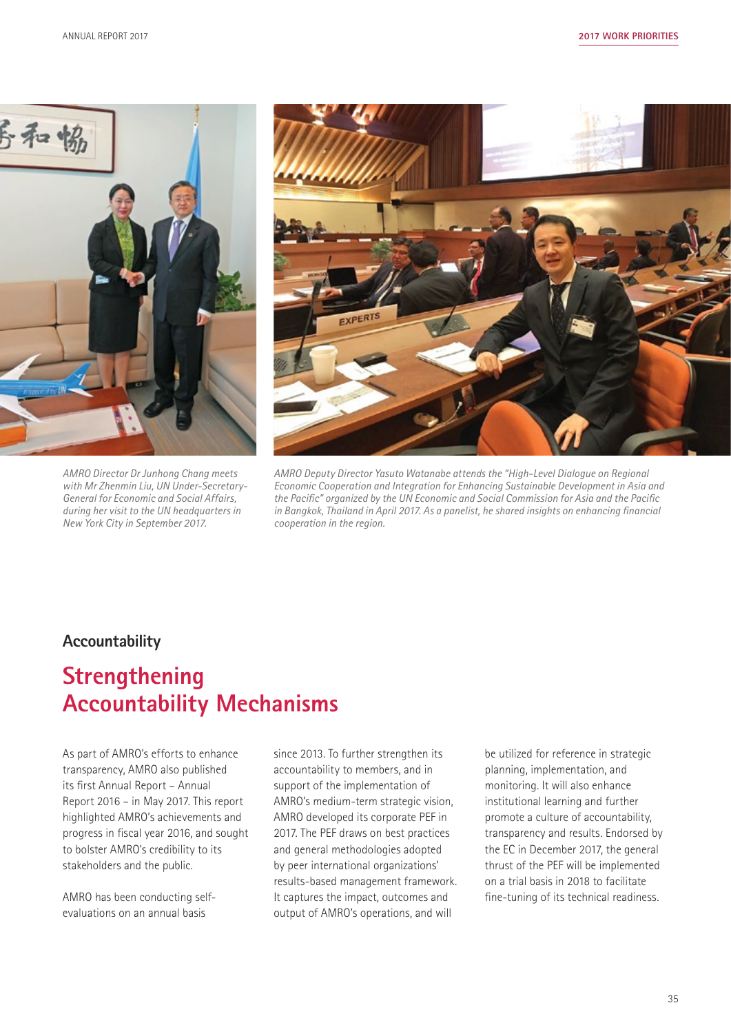AMRO Director Dr Junhong Chang meets with Mr Zhenmin Liu, UN Under-Secretary-General for Economic and Social Affairs, during her visit to the UN headquarters in New York City in September 2017.

AMRO Deputy Director Yasuto Watanabe attends the "High-Level Dialogue on Regional Economic Cooperation and Integration for Enhancing Sustainable Development in Asia and the Pacific" organized by the UN Economic and Social Commission for Asia and the Pacific in Bangkok, Thailand in April 2017. As a panelist, he shared insights on enhancing financial cooperation in the region.

### Accountability

## Strengthening Accountability Mechanisms

As part of AMRO's efforts to enhance transparency, AMRO also published its first Annual Report – Annual Report 2016 – in May 2017. This report highlighted AMRO's achievements and progress in fiscal year 2016, and sought to bolster AMRO's credibility to its stakeholders and the public.

AMRO has been conducting self-evaluations on an annual basis since 2013. To further strengthen its accountability to members, and in support of the implementation of AMRO's medium-term strategic vision, AMRO developed its corporate PEF in 2017. The PEF draws on best practices and general methodologies adopted by peer international organizations' results-based management framework. It captures the impact, outcomes and output of AMRO's operations, and will be utilized for reference in strategic planning, implementation, and monitoring. It will also enhance institutional learning and further promote a culture of accountability, transparency and results. Endorsed by the EC in December 2017, the general thrust of the PEF will be implemented on a trial basis in 2018 to facilitate fine-tuning of its technical readiness.